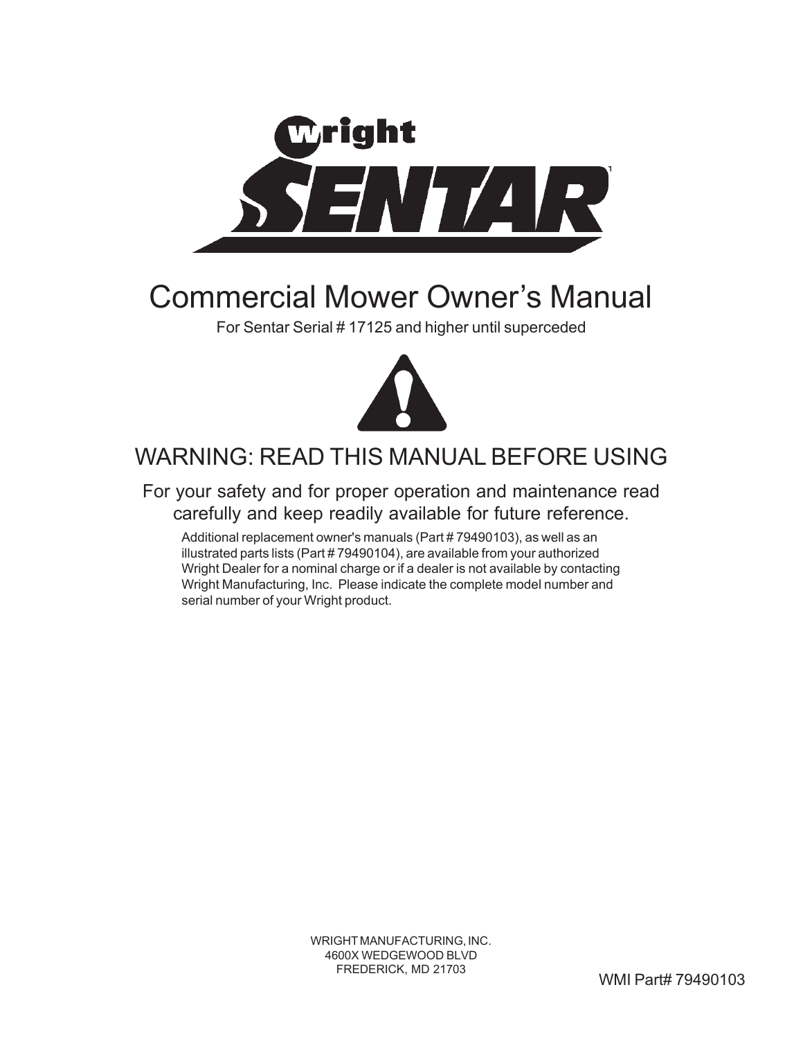# Wright SENTAR

# Commercial Mower Owner's Manual

For Sentar Serial # 17125 and higher until superceded

## WARNING: READ THIS MANUAL BEFORE USING

For your safety and for proper operation and maintenance read carefully and keep readily available for future reference.

Additional replacement owner's manuals (Part # 79490103), as well as an illustrated parts lists (Part # 79490104), are available from your authorized Wright Dealer for a nominal charge or if a dealer is not available by contacting Wright Manufacturing, Inc. Please indicate the complete model number and serial number of your Wright product.

WRIGHT MANUFACTURING, INC.
4600X WEDGEWOOD BLVD
FREDERICK, MD 21703

WMI Part# 79490103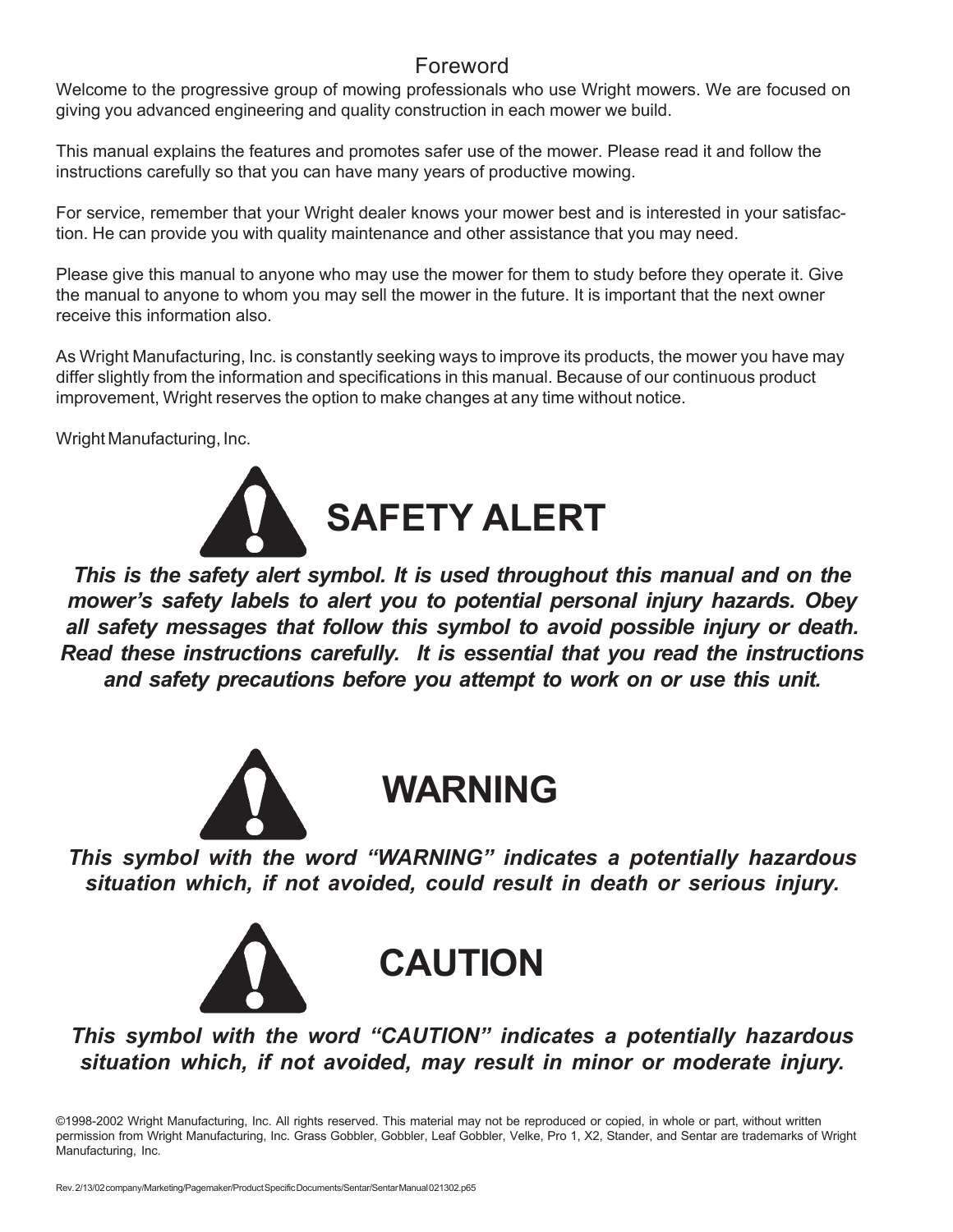# Foreword

Welcome to the progressive group of mowing professionals who use Wright mowers. We are focused on giving you advanced engineering and quality construction in each mower we build.

This manual explains the features and promotes safer use of the mower. Please read it and follow the instructions carefully so that you can have many years of productive mowing.

For service, remember that your Wright dealer knows your mower best and is interested in your satisfaction. He can provide you with quality maintenance and other assistance that you may need.

Please give this manual to anyone who may use the mower for them to study before they operate it. Give the manual to anyone to whom you may sell the mower in the future. It is important that the next owner receive this information also.

As Wright Manufacturing, Inc. is constantly seeking ways to improve its products, the mower you have may differ slightly from the information and specifications in this manual. Because of our continuous product improvement, Wright reserves the option to make changes at any time without notice.

Wright Manufacturing, Inc.

## SAFETY ALERT

***This is the safety alert symbol. It is used throughout this manual and on the mower's safety labels to alert you to potential personal injury hazards. Obey all safety messages that follow this symbol to avoid possible injury or death. Read these instructions carefully. It is essential that you read the instructions and safety precautions before you attempt to work on or use this unit.***

## WARNING

***This symbol with the word "WARNING" indicates a potentially hazardous situation which, if not avoided, could result in death or serious injury.***

## CAUTION

***This symbol with the word "CAUTION" indicates a potentially hazardous situation which, if not avoided, may result in minor or moderate injury.***

©1998-2002 Wright Manufacturing, Inc. All rights reserved. This material may not be reproduced or copied, in whole or part, without written permission from Wright Manufacturing, Inc. Grass Gobbler, Gobbler, Leaf Gobbler, Velke, Pro 1, X2, Stander, and Sentar are trademarks of Wright Manufacturing, Inc.

Rev. 2/13/02 company/Marketing/Pagemaker/Product Specific Documents/Sentar/Sentar Manual 021302.p65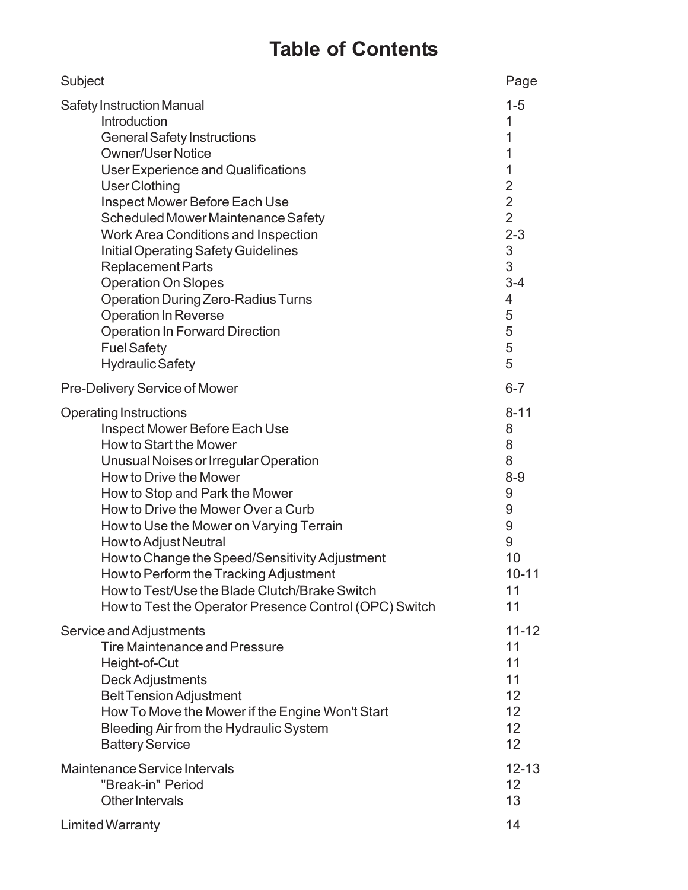# Table of Contents

| Subject | Page |
|---|---|
| **Safety Instruction Manual** | **1-5** |
| Introduction | 1 |
| General Safety Instructions | 1 |
| Owner/User Notice | 1 |
| User Experience and Qualifications | 1 |
| User Clothing | 2 |
| Inspect Mower Before Each Use | 2 |
| Scheduled Mower Maintenance Safety | 2 |
| Work Area Conditions and Inspection | 2-3 |
| Initial Operating Safety Guidelines | 3 |
| Replacement Parts | 3 |
| Operation On Slopes | 3-4 |
| Operation During Zero-Radius Turns | 4 |
| Operation In Reverse | 5 |
| Operation In Forward Direction | 5 |
| Fuel Safety | 5 |
| Hydraulic Safety | 5 |
| **Pre-Delivery Service of Mower** | **6-7** |
| **Operating Instructions** | **8-11** |
| Inspect Mower Before Each Use | 8 |
| How to Start the Mower | 8 |
| Unusual Noises or Irregular Operation | 8 |
| How to Drive the Mower | 8-9 |
| How to Stop and Park the Mower | 9 |
| How to Drive the Mower Over a Curb | 9 |
| How to Use the Mower on Varying Terrain | 9 |
| How to Adjust Neutral | 9 |
| How to Change the Speed/Sensitivity Adjustment | 10 |
| How to Perform the Tracking Adjustment | 10-11 |
| How to Test/Use the Blade Clutch/Brake Switch | 11 |
| How to Test the Operator Presence Control (OPC) Switch | 11 |
| **Service and Adjustments** | **11-12** |
| Tire Maintenance and Pressure | 11 |
| Height-of-Cut | 11 |
| Deck Adjustments | 11 |
| Belt Tension Adjustment | 12 |
| How To Move the Mower if the Engine Won't Start | 12 |
| Bleeding Air from the Hydraulic System | 12 |
| Battery Service | 12 |
| **Maintenance Service Intervals** | **12-13** |
| "Break-in" Period | 12 |
| Other Intervals | 13 |
| **Limited Warranty** | **14** |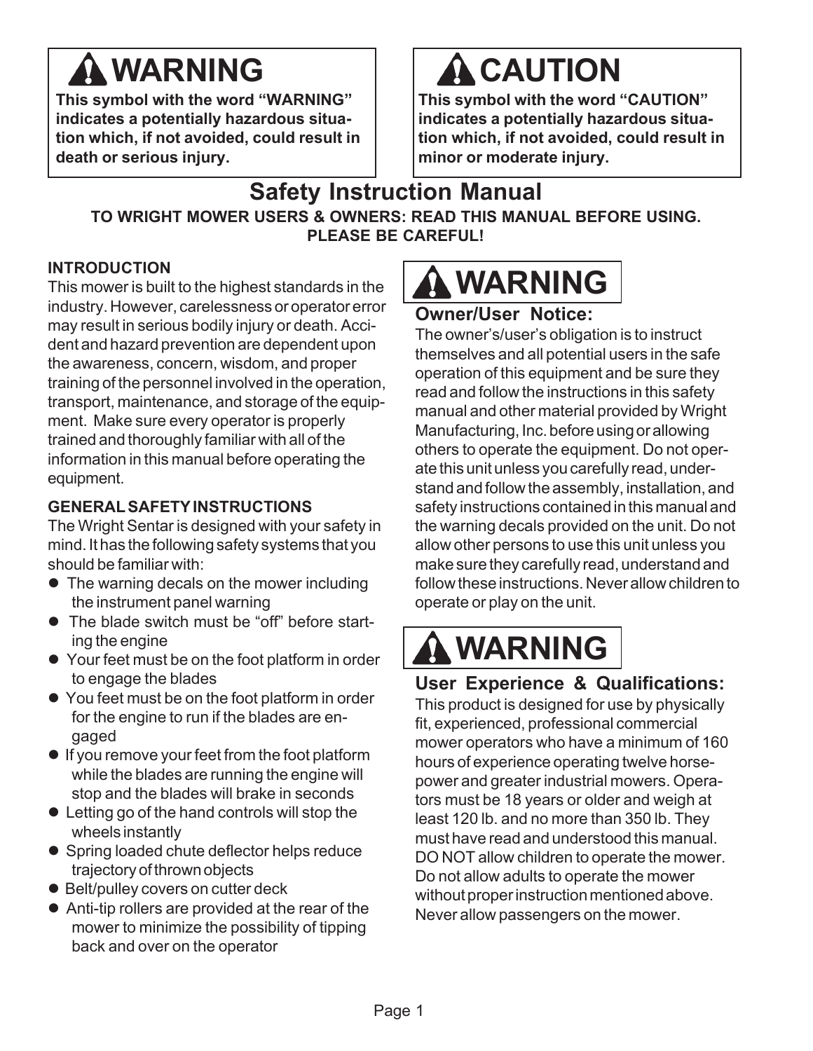## ⚠ WARNING

**This symbol with the word "WARNING" indicates a potentially hazardous situation which, if not avoided, could result in death or serious injury.**

## ⚠ CAUTION

**This symbol with the word "CAUTION" indicates a potentially hazardous situation which, if not avoided, could result in minor or moderate injury.**

# Safety Instruction Manual

**TO WRIGHT MOWER USERS & OWNERS: READ THIS MANUAL BEFORE USING. PLEASE BE CAREFUL!**

### INTRODUCTION

This mower is built to the highest standards in the industry. However, carelessness or operator error may result in serious bodily injury or death. Accident and hazard prevention are dependent upon the awareness, concern, wisdom, and proper training of the personnel involved in the operation, transport, maintenance, and storage of the equipment. Make sure every operator is properly trained and thoroughly familiar with all of the information in this manual before operating the equipment.

### GENERAL SAFETY INSTRUCTIONS

The Wright Sentar is designed with your safety in mind. It has the following safety systems that you should be familiar with:

- The warning decals on the mower including the instrument panel warning
- The blade switch must be "off" before starting the engine
- Your feet must be on the foot platform in order to engage the blades
- You feet must be on the foot platform in order for the engine to run if the blades are engaged
- If you remove your feet from the foot platform while the blades are running the engine will stop and the blades will brake in seconds
- Letting go of the hand controls will stop the wheels instantly
- Spring loaded chute deflector helps reduce trajectory of thrown objects
- Belt/pulley covers on cutter deck
- Anti-tip rollers are provided at the rear of the mower to minimize the possibility of tipping back and over on the operator

## ⚠ WARNING

### Owner/User Notice:

The owner's/user's obligation is to instruct themselves and all potential users in the safe operation of this equipment and be sure they read and follow the instructions in this safety manual and other material provided by Wright Manufacturing, Inc. before using or allowing others to operate the equipment. Do not operate this unit unless you carefully read, understand and follow the assembly, installation, and safety instructions contained in this manual and the warning decals provided on the unit. Do not allow other persons to use this unit unless you make sure they carefully read, understand and follow these instructions. Never allow children to operate or play on the unit.

## ⚠ WARNING

### User Experience & Qualifications:

This product is designed for use by physically fit, experienced, professional commercial mower operators who have a minimum of 160 hours of experience operating twelve horsepower and greater industrial mowers. Operators must be 18 years or older and weigh at least 120 lb. and no more than 350 lb. They must have read and understood this manual. DO NOT allow children to operate the mower. Do not allow adults to operate the mower without proper instruction mentioned above. Never allow passengers on the mower.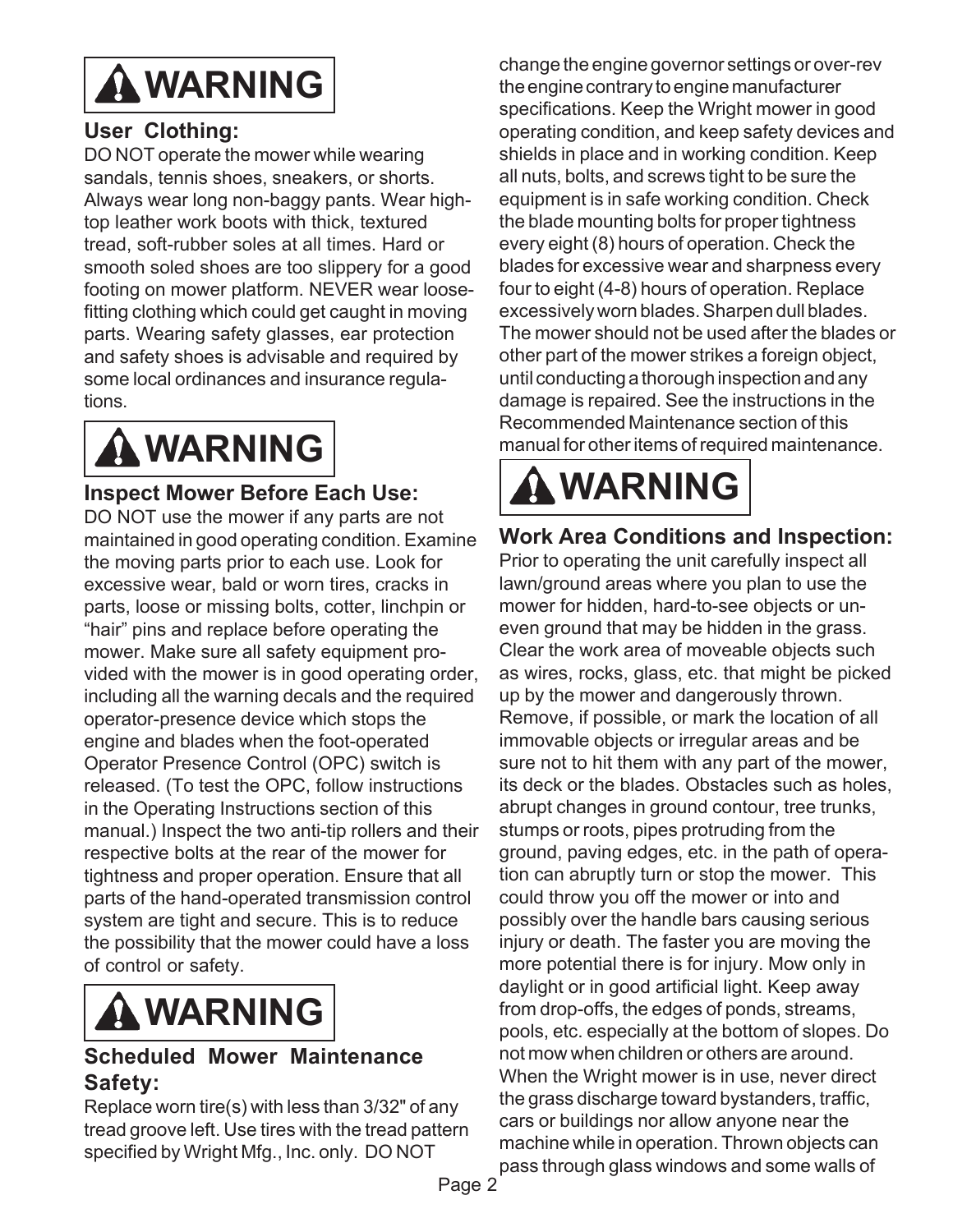## ⚠ WARNING

### User Clothing:

DO NOT operate the mower while wearing sandals, tennis shoes, sneakers, or shorts. Always wear long non-baggy pants. Wear high-top leather work boots with thick, textured tread, soft-rubber soles at all times. Hard or smooth soled shoes are too slippery for a good footing on mower platform. NEVER wear loose-fitting clothing which could get caught in moving parts. Wearing safety glasses, ear protection and safety shoes is advisable and required by some local ordinances and insurance regulations.

## ⚠ WARNING

### Inspect Mower Before Each Use:

DO NOT use the mower if any parts are not maintained in good operating condition. Examine the moving parts prior to each use. Look for excessive wear, bald or worn tires, cracks in parts, loose or missing bolts, cotter, linchpin or "hair" pins and replace before operating the mower. Make sure all safety equipment provided with the mower is in good operating order, including all the warning decals and the required operator-presence device which stops the engine and blades when the foot-operated Operator Presence Control (OPC) switch is released. (To test the OPC, follow instructions in the Operating Instructions section of this manual.) Inspect the two anti-tip rollers and their respective bolts at the rear of the mower for tightness and proper operation. Ensure that all parts of the hand-operated transmission control system are tight and secure. This is to reduce the possibility that the mower could have a loss of control or safety.

## ⚠ WARNING

### Scheduled Mower Maintenance Safety:

Replace worn tire(s) with less than 3/32" of any tread groove left. Use tires with the tread pattern specified by Wright Mfg., Inc. only. DO NOT change the engine governor settings or over-rev the engine contrary to engine manufacturer specifications. Keep the Wright mower in good operating condition, and keep safety devices and shields in place and in working condition. Keep all nuts, bolts, and screws tight to be sure the equipment is in safe working condition. Check the blade mounting bolts for proper tightness every eight (8) hours of operation. Check the blades for excessive wear and sharpness every four to eight (4-8) hours of operation. Replace excessively worn blades. Sharpen dull blades. The mower should not be used after the blades or other part of the mower strikes a foreign object, until conducting a thorough inspection and any damage is repaired. See the instructions in the Recommended Maintenance section of this manual for other items of required maintenance.

## ⚠ WARNING

### Work Area Conditions and Inspection:

Prior to operating the unit carefully inspect all lawn/ground areas where you plan to use the mower for hidden, hard-to-see objects or uneven ground that may be hidden in the grass. Clear the work area of moveable objects such as wires, rocks, glass, etc. that might be picked up by the mower and dangerously thrown. Remove, if possible, or mark the location of all immovable objects or irregular areas and be sure not to hit them with any part of the mower, its deck or the blades. Obstacles such as holes, abrupt changes in ground contour, tree trunks, stumps or roots, pipes protruding from the ground, paving edges, etc. in the path of operation can abruptly turn or stop the mower. This could throw you off the mower or into and possibly over the handle bars causing serious injury or death. The faster you are moving the more potential there is for injury. Mow only in daylight or in good artificial light. Keep away from drop-offs, the edges of ponds, streams, pools, etc. especially at the bottom of slopes. Do not mow when children or others are around. When the Wright mower is in use, never direct the grass discharge toward bystanders, traffic, cars or buildings nor allow anyone near the machine while in operation. Thrown objects can pass through glass windows and some walls of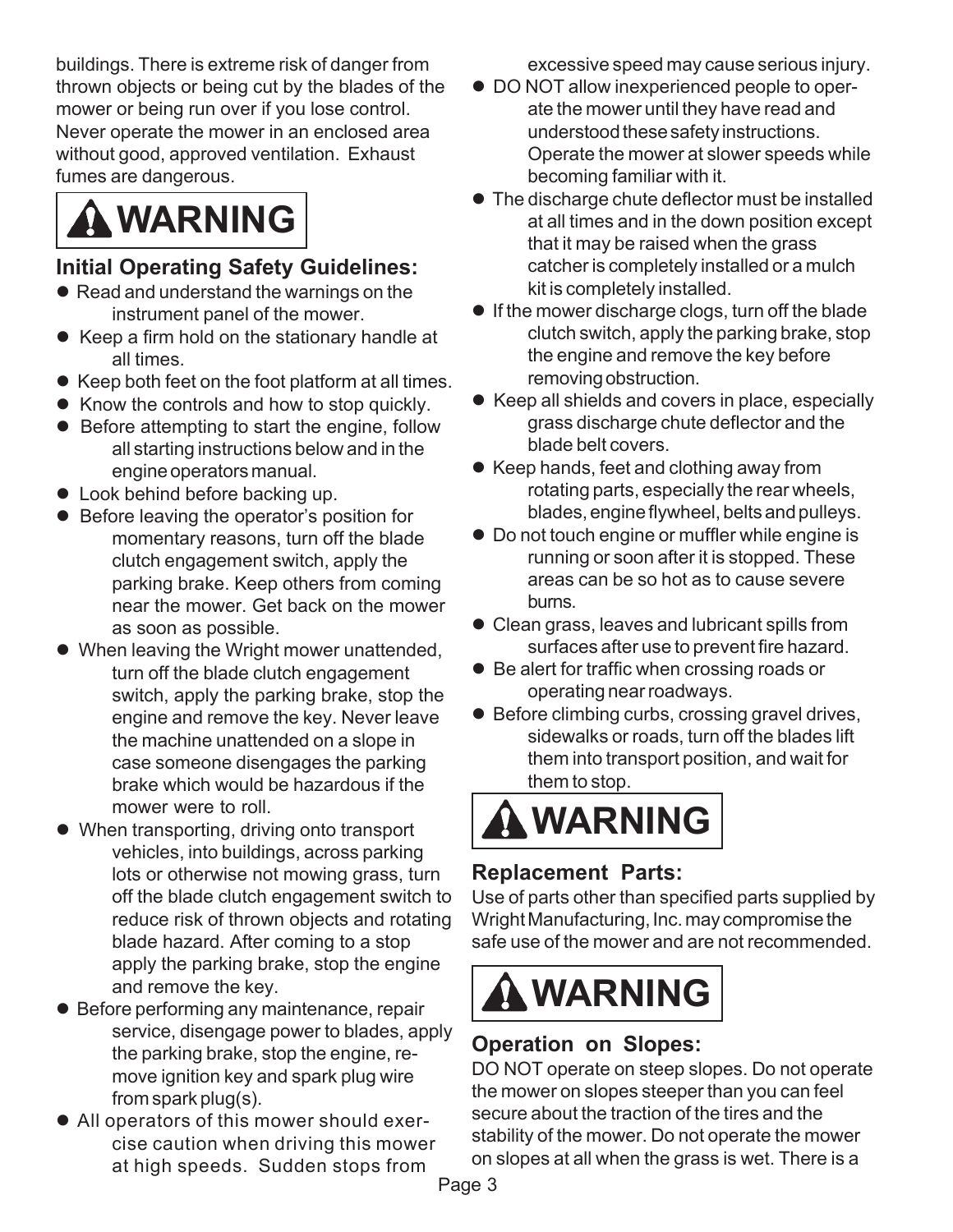buildings. There is extreme risk of danger from thrown objects or being cut by the blades of the mower or being run over if you lose control. Never operate the mower in an enclosed area without good, approved ventilation. Exhaust fumes are dangerous.

## ⚠ WARNING

### Initial Operating Safety Guidelines:

- Read and understand the warnings on the instrument panel of the mower.
- Keep a firm hold on the stationary handle at all times.
- Keep both feet on the foot platform at all times.
- Know the controls and how to stop quickly.
- Before attempting to start the engine, follow all starting instructions below and in the engine operators manual.
- Look behind before backing up.
- Before leaving the operator's position for momentary reasons, turn off the blade clutch engagement switch, apply the parking brake. Keep others from coming near the mower. Get back on the mower as soon as possible.
- When leaving the Wright mower unattended, turn off the blade clutch engagement switch, apply the parking brake, stop the engine and remove the key. Never leave the machine unattended on a slope in case someone disengages the parking brake which would be hazardous if the mower were to roll.
- When transporting, driving onto transport vehicles, into buildings, across parking lots or otherwise not mowing grass, turn off the blade clutch engagement switch to reduce risk of thrown objects and rotating blade hazard. After coming to a stop apply the parking brake, stop the engine and remove the key.
- Before performing any maintenance, repair service, disengage power to blades, apply the parking brake, stop the engine, remove ignition key and spark plug wire from spark plug(s).
- All operators of this mower should exercise caution when driving this mower at high speeds. Sudden stops from excessive speed may cause serious injury.
- DO NOT allow inexperienced people to operate the mower until they have read and understood these safety instructions. Operate the mower at slower speeds while becoming familiar with it.
- The discharge chute deflector must be installed at all times and in the down position except that it may be raised when the grass catcher is completely installed or a mulch kit is completely installed.
- If the mower discharge clogs, turn off the blade clutch switch, apply the parking brake, stop the engine and remove the key before removing obstruction.
- Keep all shields and covers in place, especially grass discharge chute deflector and the blade belt covers.
- Keep hands, feet and clothing away from rotating parts, especially the rear wheels, blades, engine flywheel, belts and pulleys.
- Do not touch engine or muffler while engine is running or soon after it is stopped. These areas can be so hot as to cause severe burns.
- Clean grass, leaves and lubricant spills from surfaces after use to prevent fire hazard.
- Be alert for traffic when crossing roads or operating near roadways.
- Before climbing curbs, crossing gravel drives, sidewalks or roads, turn off the blades lift them into transport position, and wait for them to stop.

## ⚠ WARNING

### Replacement Parts:

Use of parts other than specified parts supplied by Wright Manufacturing, Inc. may compromise the safe use of the mower and are not recommended.

## ⚠ WARNING

### Operation on Slopes:

DO NOT operate on steep slopes. Do not operate the mower on slopes steeper than you can feel secure about the traction of the tires and the stability of the mower. Do not operate the mower on slopes at all when the grass is wet. There is a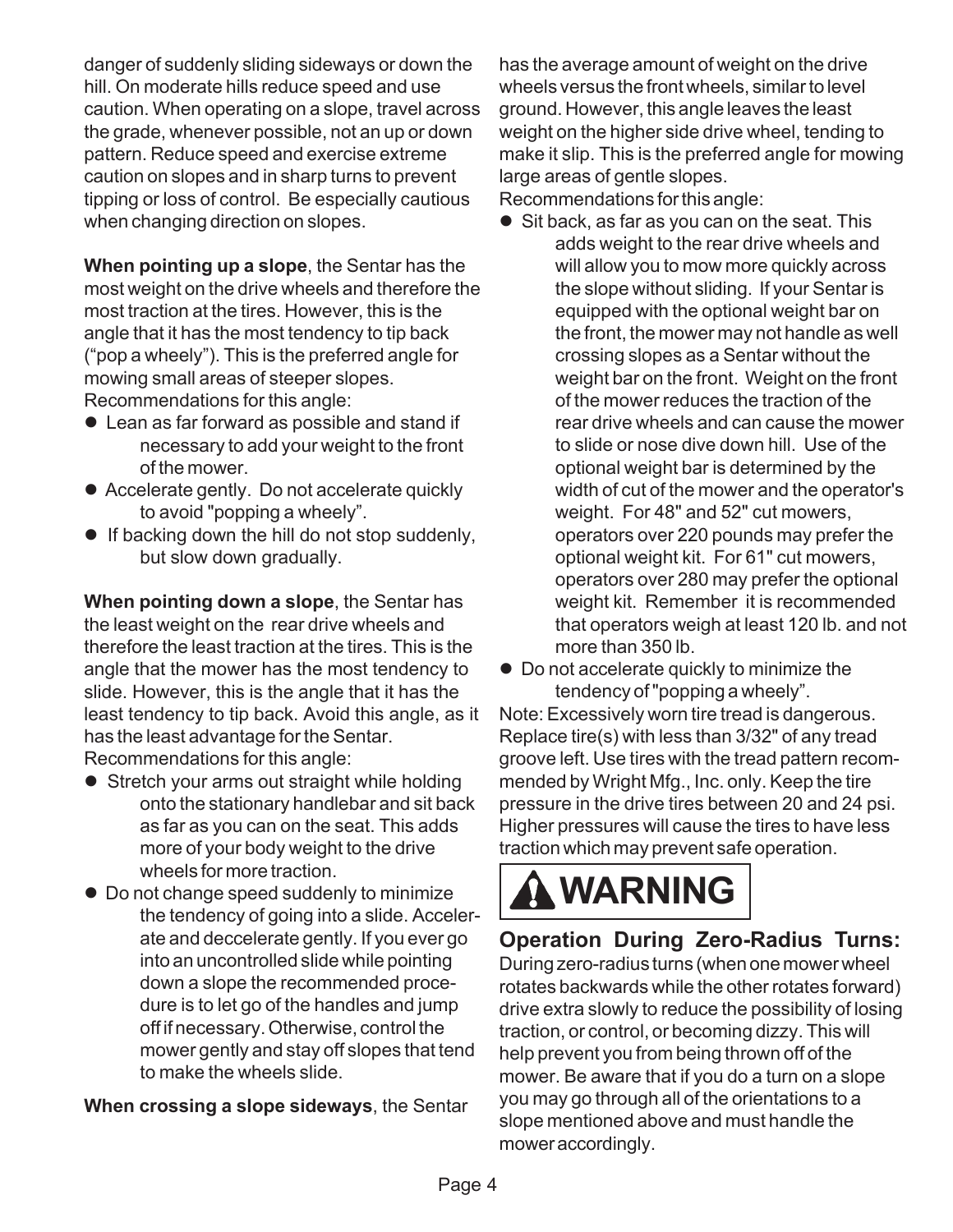danger of suddenly sliding sideways or down the hill. On moderate hills reduce speed and use caution. When operating on a slope, travel across the grade, whenever possible, not an up or down pattern. Reduce speed and exercise extreme caution on slopes and in sharp turns to prevent tipping or loss of control. Be especially cautious when changing direction on slopes.

**When pointing up a slope**, the Sentar has the most weight on the drive wheels and therefore the most traction at the tires. However, this is the angle that it has the most tendency to tip back ("pop a wheely"). This is the preferred angle for mowing small areas of steeper slopes.
Recommendations for this angle:

- Lean as far forward as possible and stand if necessary to add your weight to the front of the mower.
- Accelerate gently. Do not accelerate quickly to avoid "popping a wheely".
- If backing down the hill do not stop suddenly, but slow down gradually.

**When pointing down a slope**, the Sentar has the least weight on the rear drive wheels and therefore the least traction at the tires. This is the angle that the mower has the most tendency to slide. However, this is the angle that it has the least tendency to tip back. Avoid this angle, as it has the least advantage for the Sentar.
Recommendations for this angle:

- Stretch your arms out straight while holding onto the stationary handlebar and sit back as far as you can on the seat. This adds more of your body weight to the drive wheels for more traction.
- Do not change speed suddenly to minimize the tendency of going into a slide. Accelerate and deccelerate gently. If you ever go into an uncontrolled slide while pointing down a slope the recommended procedure is to let go of the handles and jump off if necessary. Otherwise, control the mower gently and stay off slopes that tend to make the wheels slide.

**When crossing a slope sideways**, the Sentar has the average amount of weight on the drive wheels versus the front wheels, similar to level ground. However, this angle leaves the least weight on the higher side drive wheel, tending to make it slip. This is the preferred angle for mowing large areas of gentle slopes.
Recommendations for this angle:

- Sit back, as far as you can on the seat. This adds weight to the rear drive wheels and will allow you to mow more quickly across the slope without sliding. If your Sentar is equipped with the optional weight bar on the front, the mower may not handle as well crossing slopes as a Sentar without the weight bar on the front. Weight on the front of the mower reduces the traction of the rear drive wheels and can cause the mower to slide or nose dive down hill. Use of the optional weight bar is determined by the width of cut of the mower and the operator's weight. For 48" and 52" cut mowers, operators over 220 pounds may prefer the optional weight kit. For 61" cut mowers, operators over 280 may prefer the optional weight kit. Remember it is recommended that operators weigh at least 120 lb. and not more than 350 lb.
- Do not accelerate quickly to minimize the tendency of "popping a wheely".

Note: Excessively worn tire tread is dangerous. Replace tire(s) with less than 3/32" of any tread groove left. Use tires with the tread pattern recommended by Wright Mfg., Inc. only. Keep the tire pressure in the drive tires between 20 and 24 psi. Higher pressures will cause the tires to have less traction which may prevent safe operation.

**⚠ WARNING**

### Operation During Zero-Radius Turns:

During zero-radius turns (when one mower wheel rotates backwards while the other rotates forward) drive extra slowly to reduce the possibility of losing traction, or control, or becoming dizzy. This will help prevent you from being thrown off of the mower. Be aware that if you do a turn on a slope you may go through all of the orientations to a slope mentioned above and must handle the mower accordingly.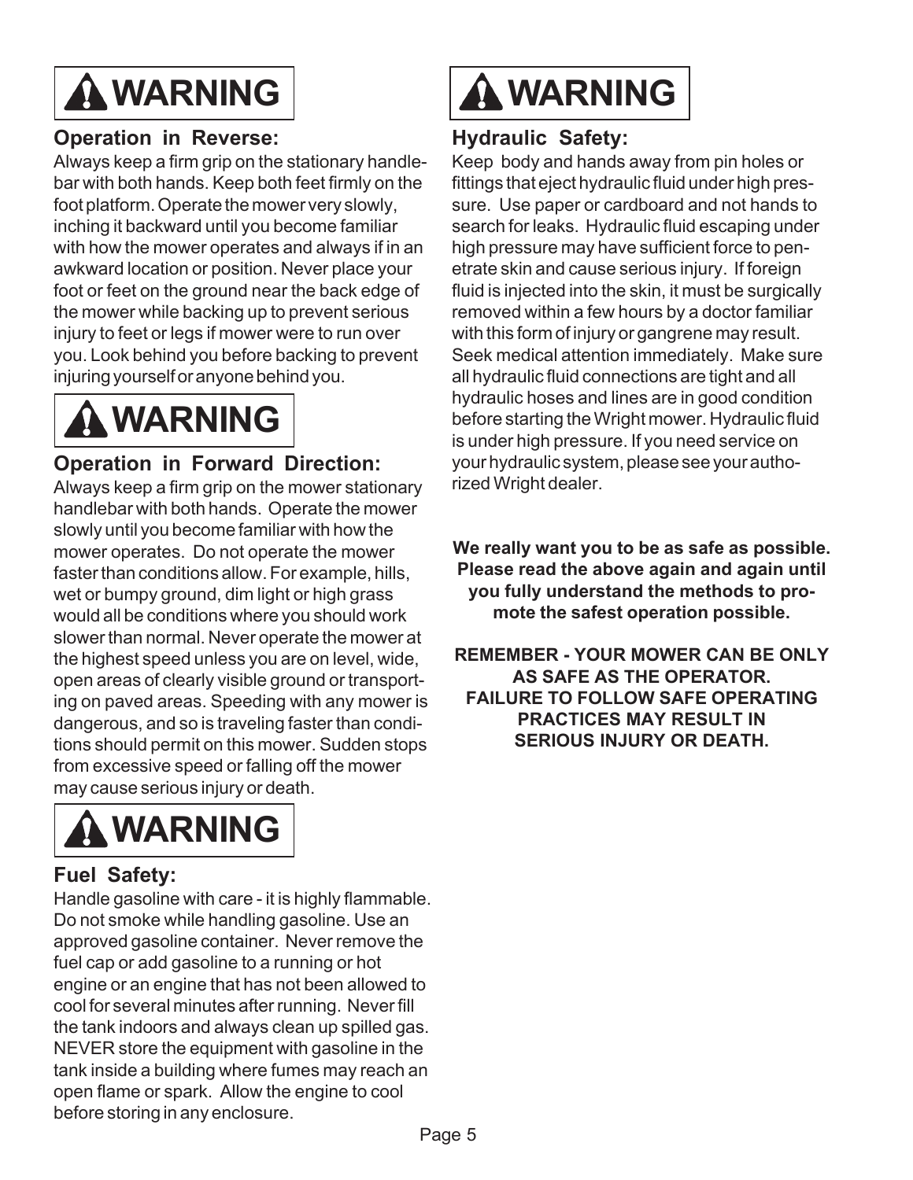## ⚠ WARNING

### Operation in Reverse:

Always keep a firm grip on the stationary handlebar with both hands. Keep both feet firmly on the foot platform. Operate the mower very slowly, inching it backward until you become familiar with how the mower operates and always if in an awkward location or position. Never place your foot or feet on the ground near the back edge of the mower while backing up to prevent serious injury to feet or legs if mower were to run over you. Look behind you before backing to prevent injuring yourself or anyone behind you.

## ⚠ WARNING

### Operation in Forward Direction:

Always keep a firm grip on the mower stationary handlebar with both hands. Operate the mower slowly until you become familiar with how the mower operates. Do not operate the mower faster than conditions allow. For example, hills, wet or bumpy ground, dim light or high grass would all be conditions where you should work slower than normal. Never operate the mower at the highest speed unless you are on level, wide, open areas of clearly visible ground or transporting on paved areas. Speeding with any mower is dangerous, and so is traveling faster than conditions should permit on this mower. Sudden stops from excessive speed or falling off the mower may cause serious injury or death.

## ⚠ WARNING

### Fuel Safety:

Handle gasoline with care - it is highly flammable. Do not smoke while handling gasoline. Use an approved gasoline container. Never remove the fuel cap or add gasoline to a running or hot engine or an engine that has not been allowed to cool for several minutes after running. Never fill the tank indoors and always clean up spilled gas. NEVER store the equipment with gasoline in the tank inside a building where fumes may reach an open flame or spark. Allow the engine to cool before storing in any enclosure.

## ⚠ WARNING

### Hydraulic Safety:

Keep body and hands away from pin holes or fittings that eject hydraulic fluid under high pressure. Use paper or cardboard and not hands to search for leaks. Hydraulic fluid escaping under high pressure may have sufficient force to penetrate skin and cause serious injury. If foreign fluid is injected into the skin, it must be surgically removed within a few hours by a doctor familiar with this form of injury or gangrene may result. Seek medical attention immediately. Make sure all hydraulic fluid connections are tight and all hydraulic hoses and lines are in good condition before starting the Wright mower. Hydraulic fluid is under high pressure. If you need service on your hydraulic system, please see your authorized Wright dealer.

**We really want you to be as safe as possible. Please read the above again and again until you fully understand the methods to promote the safest operation possible.**

**REMEMBER - YOUR MOWER CAN BE ONLY AS SAFE AS THE OPERATOR. FAILURE TO FOLLOW SAFE OPERATING PRACTICES MAY RESULT IN SERIOUS INJURY OR DEATH.**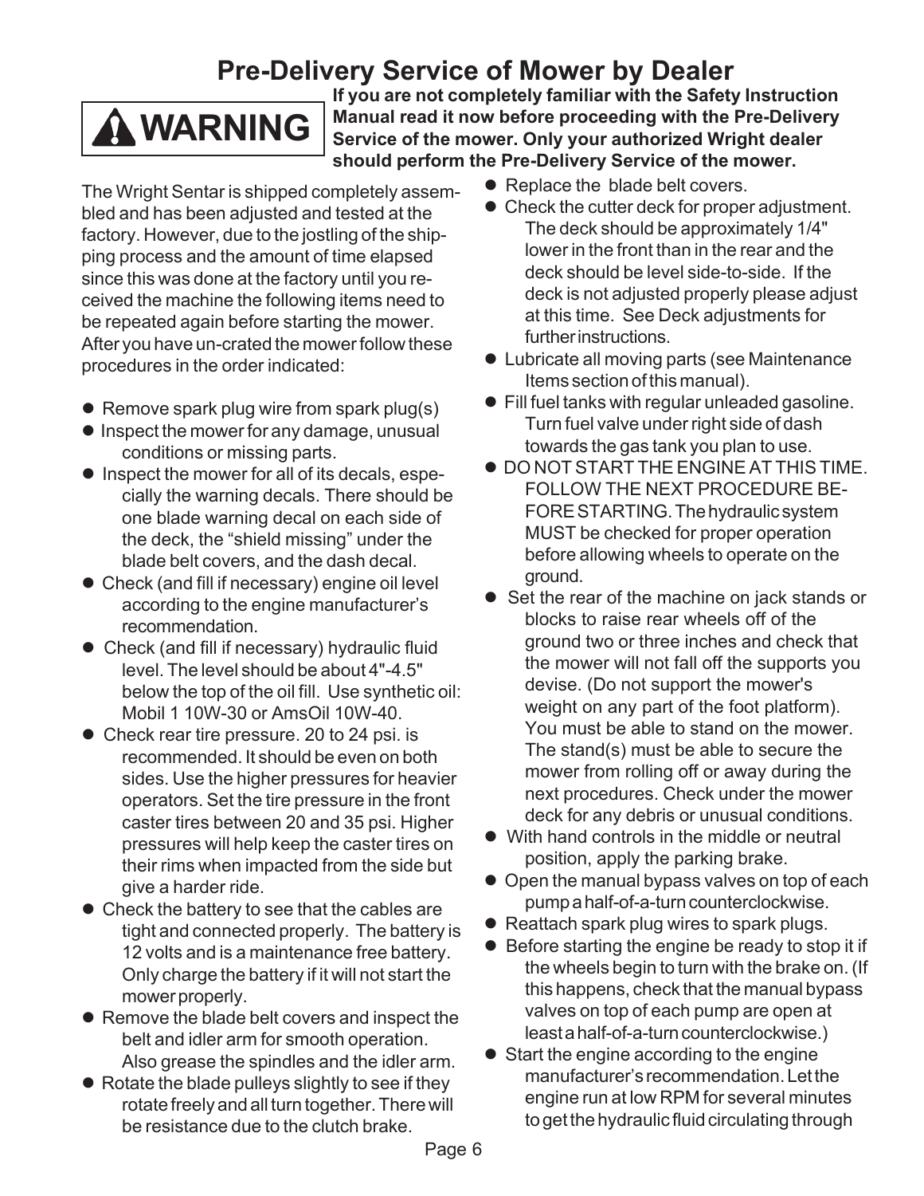# Pre-Delivery Service of Mower by Dealer

**⚠ WARNING**

**If you are not completely familiar with the Safety Instruction Manual read it now before proceeding with the Pre-Delivery Service of the mower. Only your authorized Wright dealer should perform the Pre-Delivery Service of the mower.**

The Wright Sentar is shipped completely assembled and has been adjusted and tested at the factory. However, due to the jostling of the shipping process and the amount of time elapsed since this was done at the factory until you received the machine the following items need to be repeated again before starting the mower. After you have un-crated the mower follow these procedures in the order indicated:

- Remove spark plug wire from spark plug(s)
- Inspect the mower for any damage, unusual conditions or missing parts.
- Inspect the mower for all of its decals, especially the warning decals. There should be one blade warning decal on each side of the deck, the "shield missing" under the blade belt covers, and the dash decal.
- Check (and fill if necessary) engine oil level according to the engine manufacturer's recommendation.
- Check (and fill if necessary) hydraulic fluid level. The level should be about 4"-4.5" below the top of the oil fill. Use synthetic oil: Mobil 1 10W-30 or AmsOil 10W-40.
- Check rear tire pressure. 20 to 24 psi. is recommended. It should be even on both sides. Use the higher pressures for heavier operators. Set the tire pressure in the front caster tires between 20 and 35 psi. Higher pressures will help keep the caster tires on their rims when impacted from the side but give a harder ride.
- Check the battery to see that the cables are tight and connected properly. The battery is 12 volts and is a maintenance free battery. Only charge the battery if it will not start the mower properly.
- Remove the blade belt covers and inspect the belt and idler arm for smooth operation. Also grease the spindles and the idler arm.
- Rotate the blade pulleys slightly to see if they rotate freely and all turn together. There will be resistance due to the clutch brake.
- Replace the blade belt covers.
- Check the cutter deck for proper adjustment. The deck should be approximately 1/4" lower in the front than in the rear and the deck should be level side-to-side. If the deck is not adjusted properly please adjust at this time. See Deck adjustments for further instructions.
- Lubricate all moving parts (see Maintenance Items section of this manual).
- Fill fuel tanks with regular unleaded gasoline. Turn fuel valve under right side of dash towards the gas tank you plan to use.
- DO NOT START THE ENGINE AT THIS TIME. FOLLOW THE NEXT PROCEDURE BEFORE STARTING. The hydraulic system MUST be checked for proper operation before allowing wheels to operate on the ground.
- Set the rear of the machine on jack stands or blocks to raise rear wheels off of the ground two or three inches and check that the mower will not fall off the supports you devise. (Do not support the mower's weight on any part of the foot platform). You must be able to stand on the mower. The stand(s) must be able to secure the mower from rolling off or away during the next procedures. Check under the mower deck for any debris or unusual conditions.
- With hand controls in the middle or neutral position, apply the parking brake.
- Open the manual bypass valves on top of each pump a half-of-a-turn counterclockwise.
- Reattach spark plug wires to spark plugs.
- Before starting the engine be ready to stop it if the wheels begin to turn with the brake on. (If this happens, check that the manual bypass valves on top of each pump are open at least a half-of-a-turn counterclockwise.)
- Start the engine according to the engine manufacturer's recommendation. Let the engine run at low RPM for several minutes to get the hydraulic fluid circulating through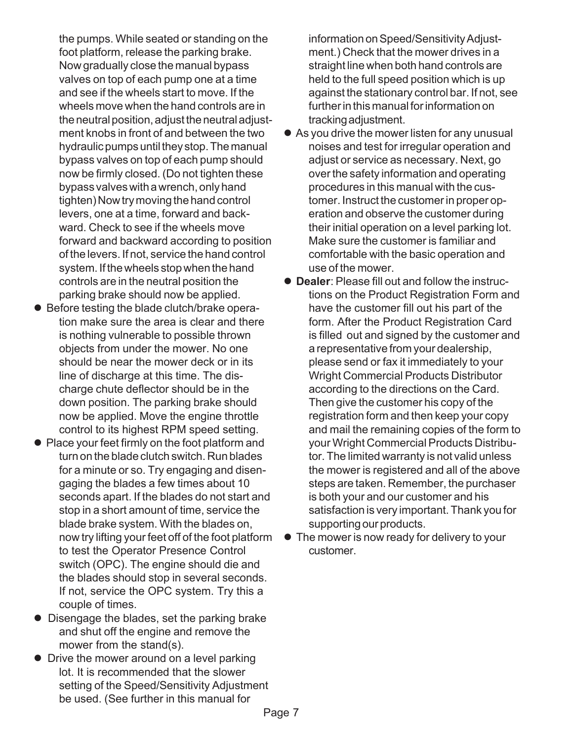the pumps. While seated or standing on the foot platform, release the parking brake. Now gradually close the manual bypass valves on top of each pump one at a time and see if the wheels start to move. If the wheels move when the hand controls are in the neutral position, adjust the neutral adjustment knobs in front of and between the two hydraulic pumps until they stop. The manual bypass valves on top of each pump should now be firmly closed. (Do not tighten these bypass valves with a wrench, only hand tighten) Now try moving the hand control levers, one at a time, forward and backward. Check to see if the wheels move forward and backward according to position of the levers. If not, service the hand control system. If the wheels stop when the hand controls are in the neutral position the parking brake should now be applied.

- Before testing the blade clutch/brake operation make sure the area is clear and there is nothing vulnerable to possible thrown objects from under the mower. No one should be near the mower deck or in its line of discharge at this time. The discharge chute deflector should be in the down position. The parking brake should now be applied. Move the engine throttle control to its highest RPM speed setting.
- Place your feet firmly on the foot platform and turn on the blade clutch switch. Run blades for a minute or so. Try engaging and disengaging the blades a few times about 10 seconds apart. If the blades do not start and stop in a short amount of time, service the blade brake system. With the blades on, now try lifting your feet off of the foot platform to test the Operator Presence Control switch (OPC). The engine should die and the blades should stop in several seconds. If not, service the OPC system. Try this a couple of times.
- Disengage the blades, set the parking brake and shut off the engine and remove the mower from the stand(s).
- Drive the mower around on a level parking lot. It is recommended that the slower setting of the Speed/Sensitivity Adjustment be used. (See further in this manual for information on Speed/Sensitivity Adjustment.) Check that the mower drives in a straight line when both hand controls are held to the full speed position which is up against the stationary control bar. If not, see further in this manual for information on tracking adjustment.
- As you drive the mower listen for any unusual noises and test for irregular operation and adjust or service as necessary. Next, go over the safety information and operating procedures in this manual with the customer. Instruct the customer in proper operation and observe the customer during their initial operation on a level parking lot. Make sure the customer is familiar and comfortable with the basic operation and use of the mower.
- **Dealer**: Please fill out and follow the instructions on the Product Registration Form and have the customer fill out his part of the form. After the Product Registration Card is filled out and signed by the customer and a representative from your dealership, please send or fax it immediately to your Wright Commercial Products Distributor according to the directions on the Card. Then give the customer his copy of the registration form and then keep your copy and mail the remaining copies of the form to your Wright Commercial Products Distributor. The limited warranty is not valid unless the mower is registered and all of the above steps are taken. Remember, the purchaser is both your and our customer and his satisfaction is very important. Thank you for supporting our products.
- The mower is now ready for delivery to your customer.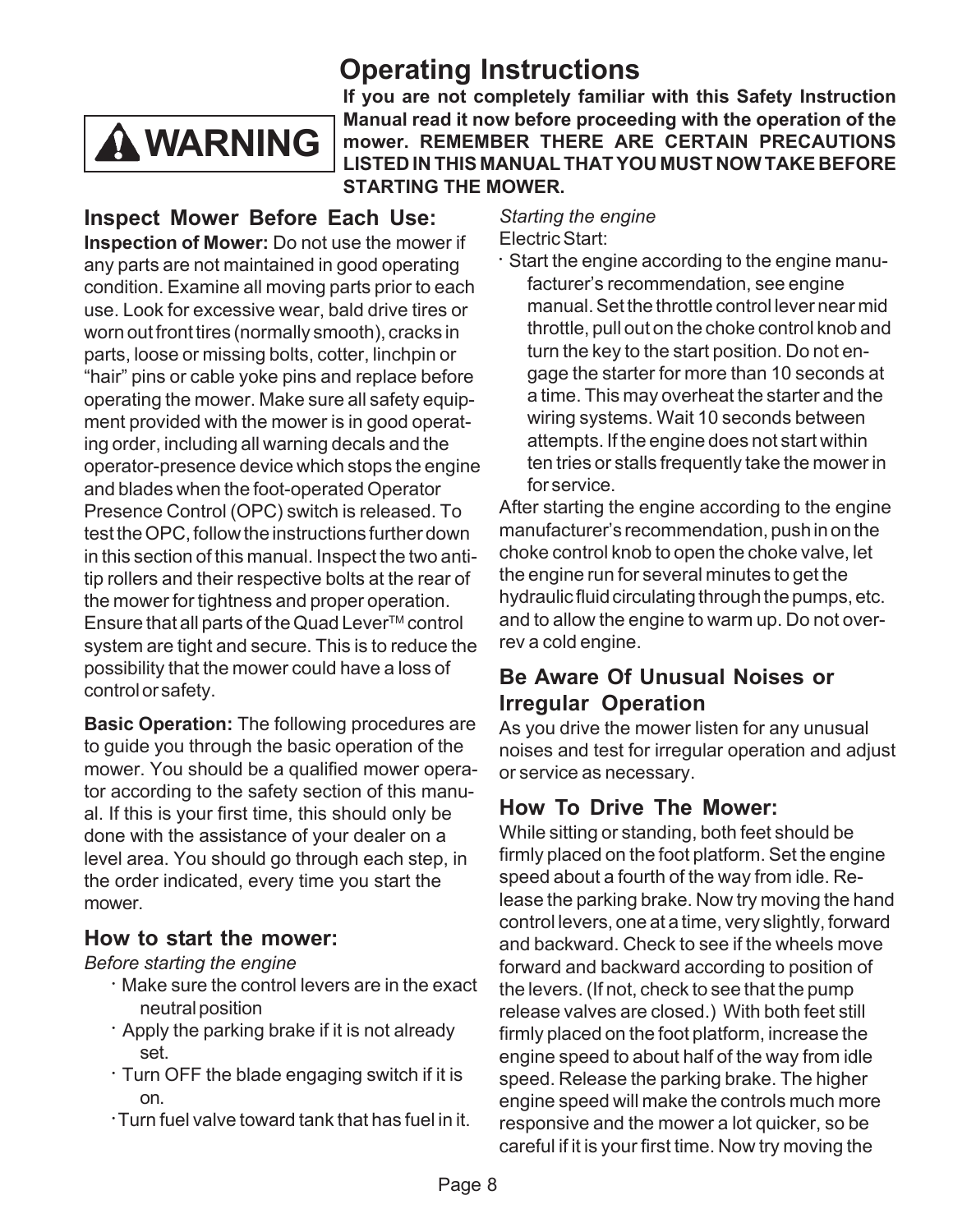# Operating Instructions

**⚠ WARNING**

**If you are not completely familiar with this Safety Instruction Manual read it now before proceeding with the operation of the mower. REMEMBER THERE ARE CERTAIN PRECAUTIONS LISTED IN THIS MANUAL THAT YOU MUST NOW TAKE BEFORE STARTING THE MOWER.**

## Inspect Mower Before Each Use:

**Inspection of Mower:** Do not use the mower if any parts are not maintained in good operating condition. Examine all moving parts prior to each use. Look for excessive wear, bald drive tires or worn out front tires (normally smooth), cracks in parts, loose or missing bolts, cotter, linchpin or "hair" pins or cable yoke pins and replace before operating the mower. Make sure all safety equipment provided with the mower is in good operating order, including all warning decals and the operator-presence device which stops the engine and blades when the foot-operated Operator Presence Control (OPC) switch is released. To test the OPC, follow the instructions further down in this section of this manual. Inspect the two anti-tip rollers and their respective bolts at the rear of the mower for tightness and proper operation. Ensure that all parts of the Quad Lever™ control system are tight and secure. This is to reduce the possibility that the mower could have a loss of control or safety.

**Basic Operation:** The following procedures are to guide you through the basic operation of the mower. You should be a qualified mower operator according to the safety section of this manual. If this is your first time, this should only be done with the assistance of your dealer on a level area. You should go through each step, in the order indicated, every time you start the mower.

## How to start the mower:

*Before starting the engine*

- Make sure the control levers are in the exact neutral position
- Apply the parking brake if it is not already set.
- Turn OFF the blade engaging switch if it is on.
- Turn fuel valve toward tank that has fuel in it.

*Starting the engine*

Electric Start:

- Start the engine according to the engine manufacturer's recommendation, see engine manual. Set the throttle control lever near mid throttle, pull out on the choke control knob and turn the key to the start position. Do not engage the starter for more than 10 seconds at a time. This may overheat the starter and the wiring systems. Wait 10 seconds between attempts. If the engine does not start within ten tries or stalls frequently take the mower in for service.

After starting the engine according to the engine manufacturer's recommendation, push in on the choke control knob to open the choke valve, let the engine run for several minutes to get the hydraulic fluid circulating through the pumps, etc. and to allow the engine to warm up. Do not over-rev a cold engine.

## Be Aware Of Unusual Noises or Irregular Operation

As you drive the mower listen for any unusual noises and test for irregular operation and adjust or service as necessary.

## How To Drive The Mower:

While sitting or standing, both feet should be firmly placed on the foot platform. Set the engine speed about a fourth of the way from idle. Release the parking brake. Now try moving the hand control levers, one at a time, very slightly, forward and backward. Check to see if the wheels move forward and backward according to position of the levers. (If not, check to see that the pump release valves are closed.) With both feet still firmly placed on the foot platform, increase the engine speed to about half of the way from idle speed. Release the parking brake. The higher engine speed will make the controls much more responsive and the mower a lot quicker, so be careful if it is your first time. Now try moving the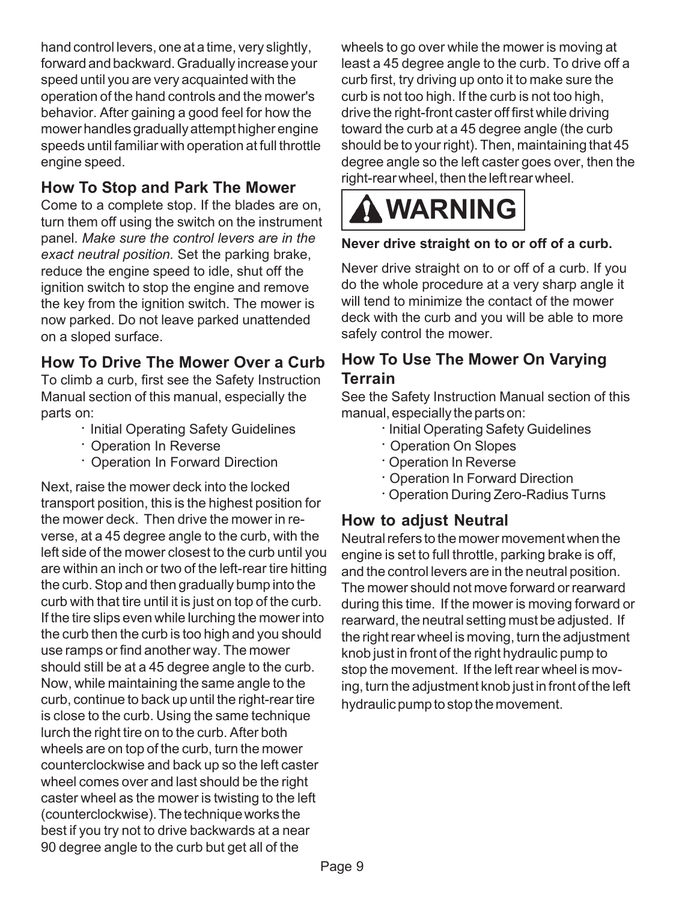hand control levers, one at a time, very slightly, forward and backward. Gradually increase your speed until you are very acquainted with the operation of the hand controls and the mower's behavior. After gaining a good feel for how the mower handles gradually attempt higher engine speeds until familiar with operation at full throttle engine speed.

### How To Stop and Park The Mower

Come to a complete stop. If the blades are on, turn them off using the switch on the instrument panel. *Make sure the control levers are in the exact neutral position.* Set the parking brake, reduce the engine speed to idle, shut off the ignition switch to stop the engine and remove the key from the ignition switch. The mower is now parked. Do not leave parked unattended on a sloped surface.

### How To Drive The Mower Over a Curb

To climb a curb, first see the Safety Instruction Manual section of this manual, especially the parts on:

- Initial Operating Safety Guidelines
- Operation In Reverse
- Operation In Forward Direction

Next, raise the mower deck into the locked transport position, this is the highest position for the mower deck. Then drive the mower in reverse, at a 45 degree angle to the curb, with the left side of the mower closest to the curb until you are within an inch or two of the left-rear tire hitting the curb. Stop and then gradually bump into the curb with that tire until it is just on top of the curb. If the tire slips even while lurching the mower into the curb then the curb is too high and you should use ramps or find another way. The mower should still be at a 45 degree angle to the curb. Now, while maintaining the same angle to the curb, continue to back up until the right-rear tire is close to the curb. Using the same technique lurch the right tire on to the curb. After both wheels are on top of the curb, turn the mower counterclockwise and back up so the left caster wheel comes over and last should be the right caster wheel as the mower is twisting to the left (counterclockwise). The technique works the best if you try not to drive backwards at a near 90 degree angle to the curb but get all of the wheels to go over while the mower is moving at least a 45 degree angle to the curb. To drive off a curb first, try driving up onto it to make sure the curb is not too high. If the curb is not too high, drive the right-front caster off first while driving toward the curb at a 45 degree angle (the curb should be to your right). Then, maintaining that 45 degree angle so the left caster goes over, then the right-rear wheel, then the left rear wheel.

**⚠ WARNING**

**Never drive straight on to or off of a curb.**

Never drive straight on to or off of a curb. If you do the whole procedure at a very sharp angle it will tend to minimize the contact of the mower deck with the curb and you will be able to more safely control the mower.

### How To Use The Mower On Varying Terrain

See the Safety Instruction Manual section of this manual, especially the parts on:

- Initial Operating Safety Guidelines
- Operation On Slopes
- Operation In Reverse
- Operation In Forward Direction
- Operation During Zero-Radius Turns

### How to adjust Neutral

Neutral refers to the mower movement when the engine is set to full throttle, parking brake is off, and the control levers are in the neutral position. The mower should not move forward or rearward during this time. If the mower is moving forward or rearward, the neutral setting must be adjusted. If the right rear wheel is moving, turn the adjustment knob just in front of the right hydraulic pump to stop the movement. If the left rear wheel is moving, turn the adjustment knob just in front of the left hydraulic pump to stop the movement.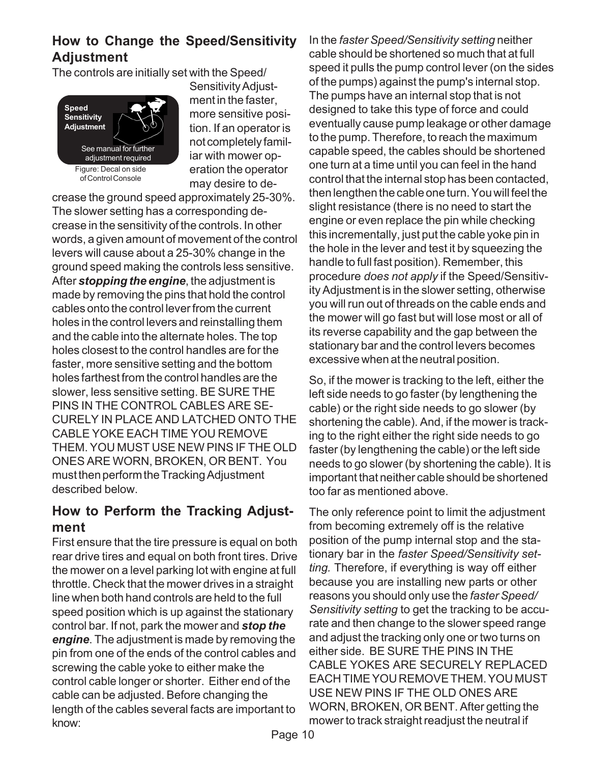## How to Change the Speed/Sensitivity Adjustment

The controls are initially set with the Speed/ Sensitivity Adjustment in the faster, more sensitive position. If an operator is not completely familiar with mower operation the operator may desire to decrease the ground speed approximately 25-30%. The slower setting has a corresponding decrease in the sensitivity of the controls. In other words, a given amount of movement of the control levers will cause about a 25-30% change in the ground speed making the controls less sensitive. After ***stopping the engine***, the adjustment is made by removing the pins that hold the control cables onto the control lever from the current holes in the control levers and reinstalling them and the cable into the alternate holes. The top holes closest to the control handles are for the faster, more sensitive setting and the bottom holes farthest from the control handles are the slower, less sensitive setting. BE SURE THE PINS IN THE CONTROL CABLES ARE SECURELY IN PLACE AND LATCHED ONTO THE CABLE YOKE EACH TIME YOU REMOVE THEM. YOU MUST USE NEW PINS IF THE OLD ONES ARE WORN, BROKEN, OR BENT. You must then perform the Tracking Adjustment described below.

**Speed Sensitivity Adjustment**
See manual for further adjustment required

Figure: Decal on side of Control Console

## How to Perform the Tracking Adjustment

First ensure that the tire pressure is equal on both rear drive tires and equal on both front tires. Drive the mower on a level parking lot with engine at full throttle. Check that the mower drives in a straight line when both hand controls are held to the full speed position which is up against the stationary control bar. If not, park the mower and ***stop the engine***. The adjustment is made by removing the pin from one of the ends of the control cables and screwing the cable yoke to either make the control cable longer or shorter. Either end of the cable can be adjusted. Before changing the length of the cables several facts are important to know:

In the *faster Speed/Sensitivity setting* neither cable should be shortened so much that at full speed it pulls the pump control lever (on the sides of the pumps) against the pump's internal stop. The pumps have an internal stop that is not designed to take this type of force and could eventually cause pump leakage or other damage to the pump. Therefore, to reach the maximum capable speed, the cables should be shortened one turn at a time until you can feel in the hand control that the internal stop has been contacted, then lengthen the cable one turn. You will feel the slight resistance (there is no need to start the engine or even replace the pin while checking this incrementally, just put the cable yoke pin in the hole in the lever and test it by squeezing the handle to full fast position). Remember, this procedure *does not apply* if the Speed/Sensitivity Adjustment is in the slower setting, otherwise you will run out of threads on the cable ends and the mower will go fast but will lose most or all of its reverse capability and the gap between the stationary bar and the control levers becomes excessive when at the neutral position.

So, if the mower is tracking to the left, either the left side needs to go faster (by lengthening the cable) or the right side needs to go slower (by shortening the cable). And, if the mower is tracking to the right either the right side needs to go faster (by lengthening the cable) or the left side needs to go slower (by shortening the cable). It is important that neither cable should be shortened too far as mentioned above.

The only reference point to limit the adjustment from becoming extremely off is the relative position of the pump internal stop and the stationary bar in the *faster Speed/Sensitivity setting.* Therefore, if everything is way off either because you are installing new parts or other reasons you should only use the *faster Speed/ Sensitivity setting* to get the tracking to be accurate and then change to the slower speed range and adjust the tracking only one or two turns on either side. BE SURE THE PINS IN THE CABLE YOKES ARE SECURELY REPLACED EACH TIME YOU REMOVE THEM. YOU MUST USE NEW PINS IF THE OLD ONES ARE WORN, BROKEN, OR BENT. After getting the mower to track straight readjust the neutral if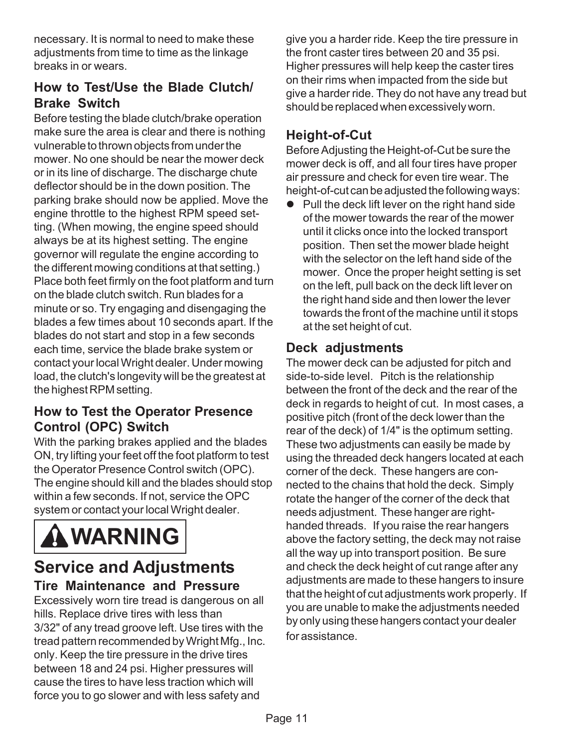necessary. It is normal to need to make these adjustments from time to time as the linkage breaks in or wears.

### How to Test/Use the Blade Clutch/ Brake Switch

Before testing the blade clutch/brake operation make sure the area is clear and there is nothing vulnerable to thrown objects from under the mower. No one should be near the mower deck or in its line of discharge. The discharge chute deflector should be in the down position. The parking brake should now be applied. Move the engine throttle to the highest RPM speed setting. (When mowing, the engine speed should always be at its highest setting. The engine governor will regulate the engine according to the different mowing conditions at that setting.) Place both feet firmly on the foot platform and turn on the blade clutch switch. Run blades for a minute or so. Try engaging and disengaging the blades a few times about 10 seconds apart. If the blades do not start and stop in a few seconds each time, service the blade brake system or contact your local Wright dealer. Under mowing load, the clutch's longevity will be the greatest at the highest RPM setting.

### How to Test the Operator Presence Control (OPC) Switch

With the parking brakes applied and the blades ON, try lifting your feet off the foot platform to test the Operator Presence Control switch (OPC). The engine should kill and the blades should stop within a few seconds. If not, service the OPC system or contact your local Wright dealer.

**⚠ WARNING**

## Service and Adjustments

### Tire Maintenance and Pressure

Excessively worn tire tread is dangerous on all hills. Replace drive tires with less than 3/32" of any tread groove left. Use tires with the tread pattern recommended by Wright Mfg., Inc. only. Keep the tire pressure in the drive tires between 18 and 24 psi. Higher pressures will cause the tires to have less traction which will force you to go slower and with less safety and give you a harder ride. Keep the tire pressure in the front caster tires between 20 and 35 psi. Higher pressures will help keep the caster tires on their rims when impacted from the side but give a harder ride. They do not have any tread but should be replaced when excessively worn.

### Height-of-Cut

Before Adjusting the Height-of-Cut be sure the mower deck is off, and all four tires have proper air pressure and check for even tire wear. The height-of-cut can be adjusted the following ways:

- Pull the deck lift lever on the right hand side of the mower towards the rear of the mower until it clicks once into the locked transport position. Then set the mower blade height with the selector on the left hand side of the mower. Once the proper height setting is set on the left, pull back on the deck lift lever on the right hand side and then lower the lever towards the front of the machine until it stops at the set height of cut.

### Deck adjustments

The mower deck can be adjusted for pitch and side-to-side level. Pitch is the relationship between the front of the deck and the rear of the deck in regards to height of cut. In most cases, a positive pitch (front of the deck lower than the rear of the deck) of 1/4" is the optimum setting. These two adjustments can easily be made by using the threaded deck hangers located at each corner of the deck. These hangers are connected to the chains that hold the deck. Simply rotate the hanger of the corner of the deck that needs adjustment. These hanger are right-handed threads. If you raise the rear hangers above the factory setting, the deck may not raise all the way up into transport position. Be sure and check the deck height of cut range after any adjustments are made to these hangers to insure that the height of cut adjustments work properly. If you are unable to make the adjustments needed by only using these hangers contact your dealer for assistance.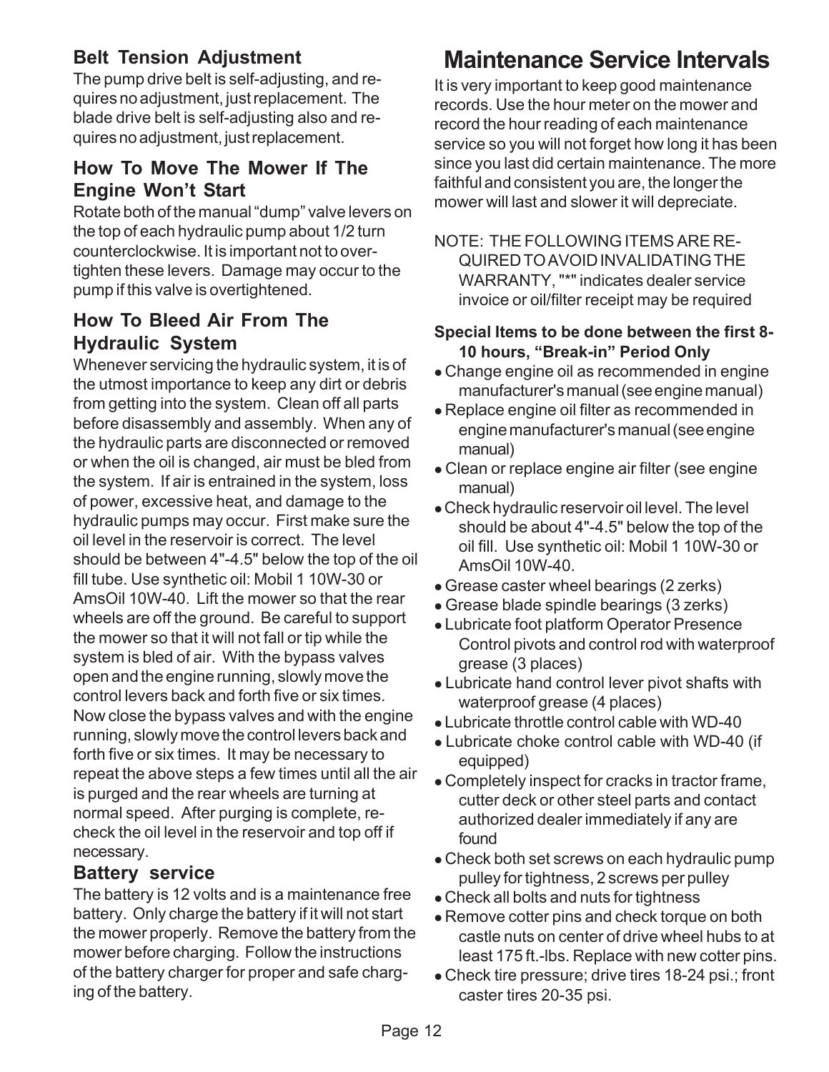## Belt Tension Adjustment

The pump drive belt is self-adjusting, and requires no adjustment, just replacement. The blade drive belt is self-adjusting also and requires no adjustment, just replacement.

## How To Move The Mower If The Engine Won't Start

Rotate both of the manual "dump" valve levers on the top of each hydraulic pump about 1/2 turn counterclockwise. It is important not to overtighten these levers. Damage may occur to the pump if this valve is overtightened.

## How To Bleed Air From The Hydraulic System

Whenever servicing the hydraulic system, it is of the utmost importance to keep any dirt or debris from getting into the system. Clean off all parts before disassembly and assembly. When any of the hydraulic parts are disconnected or removed or when the oil is changed, air must be bled from the system. If air is entrained in the system, loss of power, excessive heat, and damage to the hydraulic pumps may occur. First make sure the oil level in the reservoir is correct. The level should be between 4"-4.5" below the top of the oil fill tube. Use synthetic oil: Mobil 1 10W-30 or AmsOil 10W-40. Lift the mower so that the rear wheels are off the ground. Be careful to support the mower so that it will not fall or tip while the system is bled of air. With the bypass valves open and the engine running, slowly move the control levers back and forth five or six times. Now close the bypass valves and with the engine running, slowly move the control levers back and forth five or six times. It may be necessary to repeat the above steps a few times until all the air is purged and the rear wheels are turning at normal speed. After purging is complete, recheck the oil level in the reservoir and top off if necessary.

## Battery service

The battery is 12 volts and is a maintenance free battery. Only charge the battery if it will not start the mower properly. Remove the battery from the mower before charging. Follow the instructions of the battery charger for proper and safe charging of the battery.

# Maintenance Service Intervals

It is very important to keep good maintenance records. Use the hour meter on the mower and record the hour reading of each maintenance service so you will not forget how long it has been since you last did certain maintenance. The more faithful and consistent you are, the longer the mower will last and slower it will depreciate.

NOTE: THE FOLLOWING ITEMS ARE REQUIRED TO AVOID INVALIDATING THE WARRANTY, "*" indicates dealer service invoice or oil/filter receipt may be required

**Special Items to be done between the first 8-10 hours, "Break-in" Period Only**

- Change engine oil as recommended in engine manufacturer's manual (see engine manual)
- Replace engine oil filter as recommended in engine manufacturer's manual (see engine manual)
- Clean or replace engine air filter (see engine manual)
- Check hydraulic reservoir oil level. The level should be about 4"-4.5" below the top of the oil fill. Use synthetic oil: Mobil 1 10W-30 or AmsOil 10W-40.
- Grease caster wheel bearings (2 zerks)
- Grease blade spindle bearings (3 zerks)
- Lubricate foot platform Operator Presence Control pivots and control rod with waterproof grease (3 places)
- Lubricate hand control lever pivot shafts with waterproof grease (4 places)
- Lubricate throttle control cable with WD-40
- Lubricate choke control cable with WD-40 (if equipped)
- Completely inspect for cracks in tractor frame, cutter deck or other steel parts and contact authorized dealer immediately if any are found
- Check both set screws on each hydraulic pump pulley for tightness, 2 screws per pulley
- Check all bolts and nuts for tightness
- Remove cotter pins and check torque on both castle nuts on center of drive wheel hubs to at least 175 ft.-lbs. Replace with new cotter pins.
- Check tire pressure; drive tires 18-24 psi.; front caster tires 20-35 psi.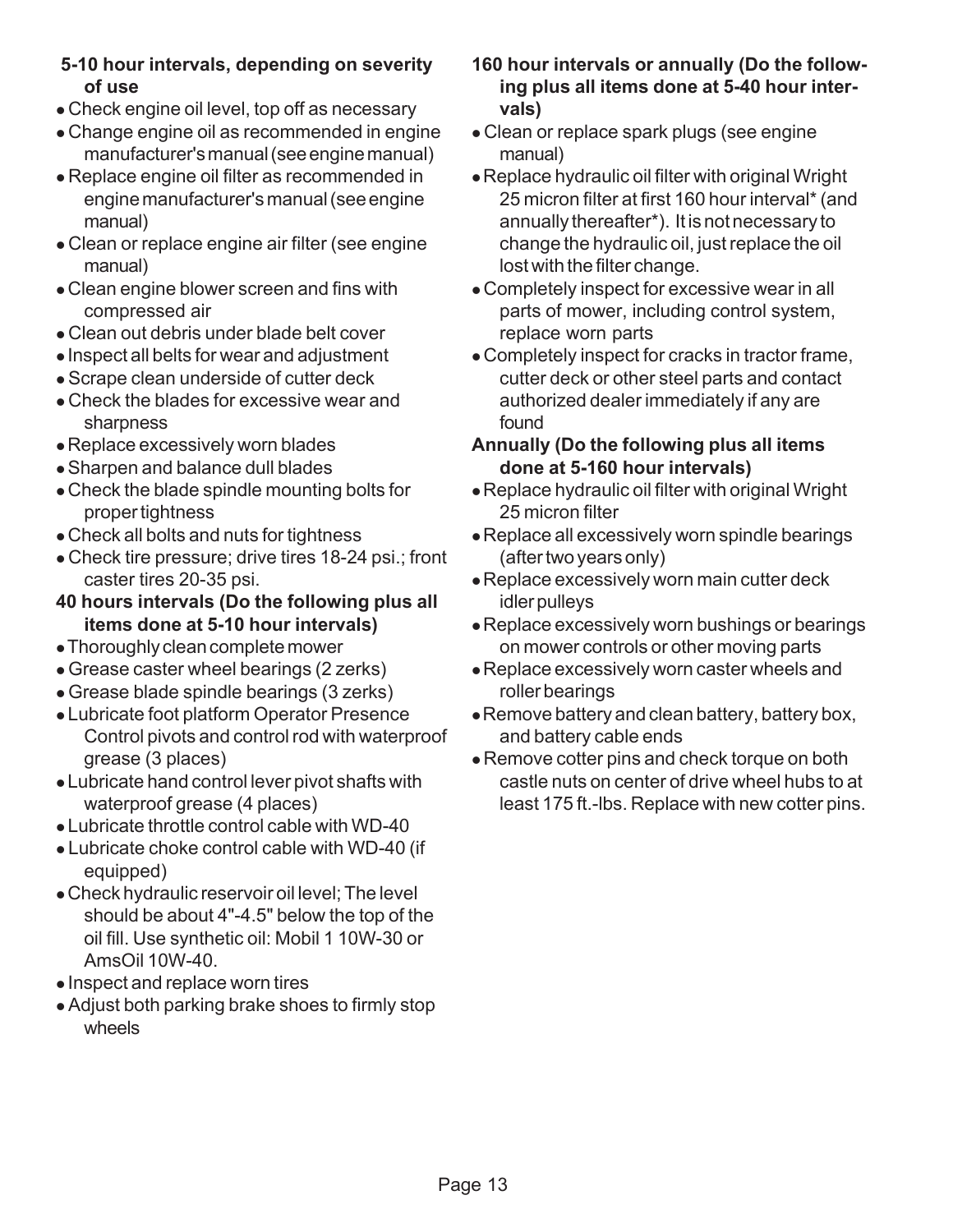**5-10 hour intervals, depending on severity of use**

- Check engine oil level, top off as necessary
- Change engine oil as recommended in engine manufacturer's manual (see engine manual)
- Replace engine oil filter as recommended in engine manufacturer's manual (see engine manual)
- Clean or replace engine air filter (see engine manual)
- Clean engine blower screen and fins with compressed air
- Clean out debris under blade belt cover
- Inspect all belts for wear and adjustment
- Scrape clean underside of cutter deck
- Check the blades for excessive wear and sharpness
- Replace excessively worn blades
- Sharpen and balance dull blades
- Check the blade spindle mounting bolts for proper tightness
- Check all bolts and nuts for tightness
- Check tire pressure; drive tires 18-24 psi.; front caster tires 20-35 psi.

**40 hours intervals (Do the following plus all items done at 5-10 hour intervals)**

- Thoroughly clean complete mower
- Grease caster wheel bearings (2 zerks)
- Grease blade spindle bearings (3 zerks)
- Lubricate foot platform Operator Presence Control pivots and control rod with waterproof grease (3 places)
- Lubricate hand control lever pivot shafts with waterproof grease (4 places)
- Lubricate throttle control cable with WD-40
- Lubricate choke control cable with WD-40 (if equipped)
- Check hydraulic reservoir oil level; The level should be about 4"-4.5" below the top of the oil fill. Use synthetic oil: Mobil 1 10W-30 or AmsOil 10W-40.
- Inspect and replace worn tires
- Adjust both parking brake shoes to firmly stop wheels

**160 hour intervals or annually (Do the following plus all items done at 5-40 hour intervals)**

- Clean or replace spark plugs (see engine manual)
- Replace hydraulic oil filter with original Wright 25 micron filter at first 160 hour interval* (and annually thereafter*). It is not necessary to change the hydraulic oil, just replace the oil lost with the filter change.
- Completely inspect for excessive wear in all parts of mower, including control system, replace worn parts
- Completely inspect for cracks in tractor frame, cutter deck or other steel parts and contact authorized dealer immediately if any are found

**Annually (Do the following plus all items done at 5-160 hour intervals)**

- Replace hydraulic oil filter with original Wright 25 micron filter
- Replace all excessively worn spindle bearings (after two years only)
- Replace excessively worn main cutter deck idler pulleys
- Replace excessively worn bushings or bearings on mower controls or other moving parts
- Replace excessively worn caster wheels and roller bearings
- Remove battery and clean battery, battery box, and battery cable ends
- Remove cotter pins and check torque on both castle nuts on center of drive wheel hubs to at least 175 ft.-lbs. Replace with new cotter pins.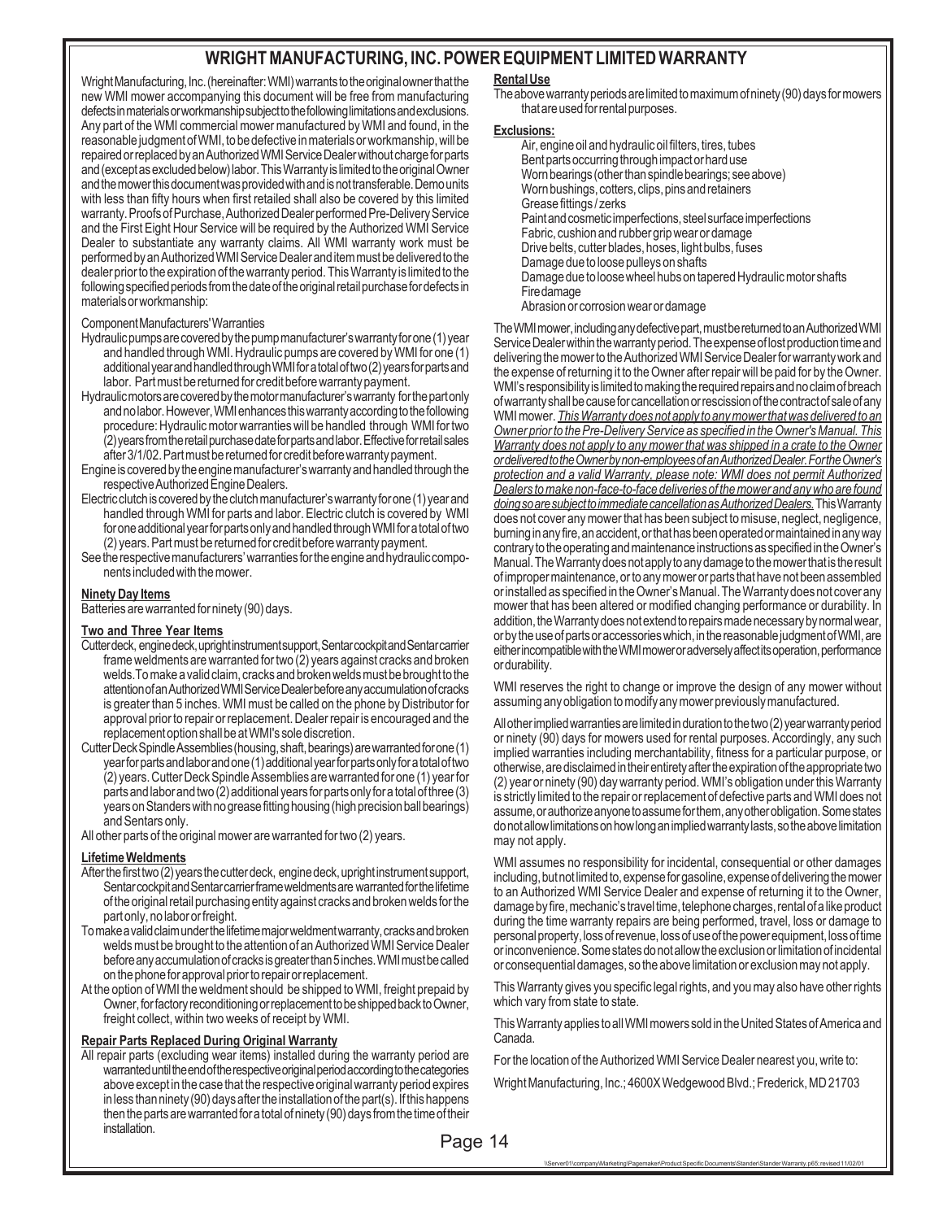# WRIGHT MANUFACTURING, INC. POWER EQUIPMENT LIMITED WARRANTY

Wright Manufacturing, Inc. (hereinafter: WMI) warrants to the original owner that the new WMI mower accompanying this document will be free from manufacturing defects in materials or workmanship subject to the following limitations and exclusions. Any part of the WMI commercial mower manufactured by WMI and found, in the reasonable judgment of WMI, to be defective in materials or workmanship, will be repaired or replaced by an Authorized WMI Service Dealer without charge for parts and (except as excluded below) labor. This Warranty is limited to the original Owner and the mower this document was provided with and is not transferable. Demo units with less than fifty hours when first retailed shall also be covered by this limited warranty. Proofs of Purchase, Authorized Dealer performed Pre-Delivery Service and the First Eight Hour Service will be required by the Authorized WMI Service Dealer to substantiate any warranty claims. All WMI warranty work must be performed by an Authorized WMI Service Dealer and item must be delivered to the dealer prior to the expiration of the warranty period. This Warranty is limited to the following specified periods from the date of the original retail purchase for defects in materials or workmanship:

Component Manufacturers' Warranties

- Hydraulic pumps are covered by the pump manufacturer's warranty for one (1) year and handled through WMI. Hydraulic pumps are covered by WMI for one (1) additional year and handled through WMI for a total of two (2) years for parts and labor. Part must be returned for credit before warranty payment.
- Hydraulic motors are covered by the motor manufacturer's warranty for the part only and no labor. However, WMI enhances this warranty according to the following procedure: Hydraulic motor warranties will be handled through WMI for two (2) years from the retail purchase date for parts and labor. Effective for retail sales after 3/1/02. Part must be returned for credit before warranty payment.
- Engine is covered by the engine manufacturer's warranty and handled through the respective Authorized Engine Dealers.
- Electric clutch is covered by the clutch manufacturer's warranty for one (1) year and handled through WMI for parts and labor. Electric clutch is covered by WMI for one additional year for parts only and handled through WMI for a total of two (2) years. Part must be returned for credit before warranty payment.
- See the respective manufacturers' warranties for the engine and hydraulic components included with the mower.

**Ninety Day Items**

Batteries are warranted for ninety (90) days.

**Two and Three Year Items**

- Cutter deck, engine deck, upright instrument support, Sentar cockpit and Sentar carrier frame weldments are warranted for two (2) years against cracks and broken welds. To make a valid claim, cracks and broken welds must be brought to the attention of an Authorized WMI Service Dealer before any accumulation of cracks is greater than 5 inches. WMI must be called on the phone by Distributor for approval prior to repair or replacement. Dealer repair is encouraged and the replacement option shall be at WMI's sole discretion.
- Cutter Deck Spindle Assemblies (housing, shaft, bearings) are warranted for one (1) year for parts and labor and one (1) additional year for parts only for a total of two (2) years. Cutter Deck Spindle Assemblies are warranted for one (1) year for parts and labor and two (2) additional years for parts only for a total of three (3) years on Standers with no grease fitting housing (high precision ball bearings) and Sentars only.
- All other parts of the original mower are warranted for two (2) years.

**Lifetime Weldments**

- After the first two (2) years the cutter deck, engine deck, upright instrument support, Sentar cockpit and Sentar carrier frame weldments are warranted for the lifetime of the original retail purchasing entity against cracks and broken welds for the part only, no labor or freight.
- To make a valid claim under the lifetime major weldment warranty, cracks and broken welds must be brought to the attention of an Authorized WMI Service Dealer before any accumulation of cracks is greater than 5 inches. WMI must be called on the phone for approval prior to repair or replacement.
- At the option of WMI the weldment should be shipped to WMI, freight prepaid by Owner, for factory reconditioning or replacement to be shipped back to Owner, freight collect, within two weeks of receipt by WMI.

**Repair Parts Replaced During Original Warranty**

- All repair parts (excluding wear items) installed during the warranty period are warranted until the end of the respective original period according to the categories above except in the case that the respective original warranty period expires in less than ninety (90) days after the installation of the part(s). If this happens then the parts are warranted for a total of ninety (90) days from the time of their installation.

**Rental Use**

The above warranty periods are limited to maximum of ninety (90) days for mowers that are used for rental purposes.

**Exclusions:**

- Air, engine oil and hydraulic oil filters, tires, tubes
- Bent parts occurring through impact or hard use
- Worn bearings (other than spindle bearings; see above)
- Worn bushings, cotters, clips, pins and retainers
- Grease fittings / zerks
- Paint and cosmetic imperfections, steel surface imperfections
- Fabric, cushion and rubber grip wear or damage
- Drive belts, cutter blades, hoses, light bulbs, fuses
- Damage due to loose pulleys on shafts
- Damage due to loose wheel hubs on tapered Hydraulic motor shafts
- Fire damage
- Abrasion or corrosion wear or damage

The WMI mower, including any defective part, must be returned to an Authorized WMI Service Dealer within the warranty period. The expense of lost production time and delivering the mower to the Authorized WMI Service Dealer for warranty work and the expense of returning it to the Owner after repair will be paid for by the Owner. WMI's responsibility is limited to making the required repairs and no claim of breach of warranty shall be cause for cancellation or rescission of the contract of sale of any WMI mower. *This Warranty does not apply to any mower that was delivered to an Owner prior to the Pre-Delivery Service as specified in the Owner's Manual. This Warranty does not apply to any mower that was shipped in a crate to the Owner or delivered to the Owner by non-employees of an Authorized Dealer. For the Owner's protection and a valid Warranty, please note: WMI does not permit Authorized Dealers to make non-face-to-face deliveries of the mower and any who are found doing so are subject to immediate cancellation as Authorized Dealers.* This Warranty does not cover any mower that has been subject to misuse, neglect, negligence, burning in any fire, an accident, or that has been operated or maintained in any way contrary to the operating and maintenance instructions as specified in the Owner's Manual. The Warranty does not apply to any damage to the mower that is the result of improper maintenance, or to any mower or parts that have not been assembled or installed as specified in the Owner's Manual. The Warranty does not cover any mower that has been altered or modified changing performance or durability. In addition, the Warranty does not extend to repairs made necessary by normal wear, or by the use of parts or accessories which, in the reasonable judgment of WMI, are either incompatible with the WMI mower or adversely affect its operation, performance or durability.

WMI reserves the right to change or improve the design of any mower without assuming any obligation to modify any mower previously manufactured.

All other implied warranties are limited in duration to the two (2) year warranty period or ninety (90) days for mowers used for rental purposes. Accordingly, any such implied warranties including merchantability, fitness for a particular purpose, or otherwise, are disclaimed in their entirety after the expiration of the appropriate two (2) year or ninety (90) day warranty period. WMI's obligation under this Warranty is strictly limited to the repair or replacement of defective parts and WMI does not assume, or authorize anyone to assume for them, any other obligation. Some states do not allow limitations on how long an implied warranty lasts, so the above limitation may not apply.

WMI assumes no responsibility for incidental, consequential or other damages including, but not limited to, expense for gasoline, expense of delivering the mower to an Authorized WMI Service Dealer and expense of returning it to the Owner, damage by fire, mechanic's travel time, telephone charges, rental of a like product during the time warranty repairs are being performed, travel, loss or damage to personal property, loss of revenue, loss of use of the power equipment, loss of time or inconvenience. Some states do not allow the exclusion or limitation of incidental or consequential damages, so the above limitation or exclusion may not apply.

This Warranty gives you specific legal rights, and you may also have other rights which vary from state to state.

This Warranty applies to all WMI mowers sold in the United States of America and Canada.

For the location of the Authorized WMI Service Dealer nearest you, write to:

Wright Manufacturing, Inc.; 4600X Wedgewood Blvd.; Frederick, MD 21703

\\Server01\company\Marketing\Pagemaker\Product Specific Documents\Stander\Stander Warranty.p65; revised 11/02/01